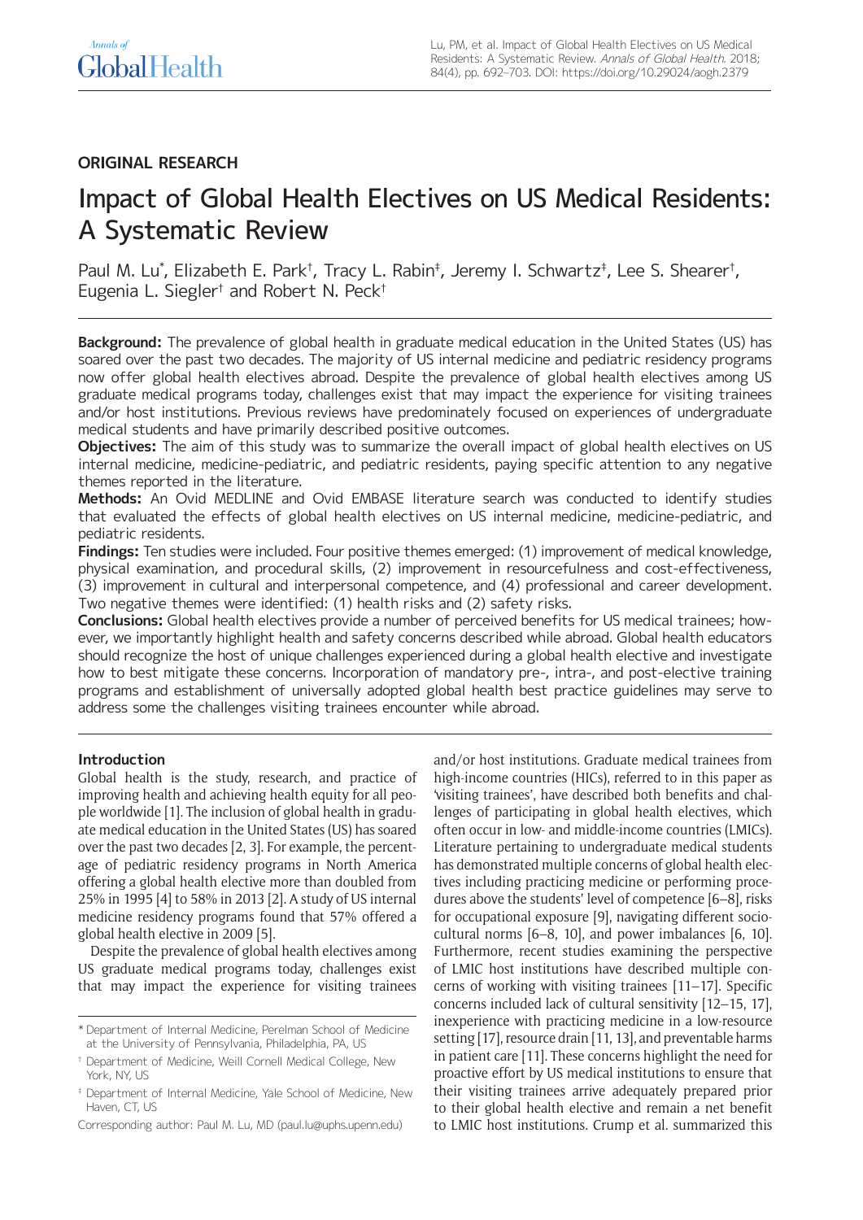## ORIGINAL RESEARCH

# Impact of Global Health Electives on US Medical Residents: A Systematic Review

Paul M. Lu[*], Elizabeth E. Park[†], Tracy L. Rabin[‡], Jeremy I. Schwartz[‡], Lee S. Shearer[†], Eugenia L. Siegler[†] and Robert N. Peck[†]

**Background:** The prevalence of global health in graduate medical education in the United States (US) has soared over the past two decades. The majority of US internal medicine and pediatric residency programs now offer global health electives abroad. Despite the prevalence of global health electives among US graduate medical programs today, challenges exist that may impact the experience for visiting trainees and/or host institutions. Previous reviews have predominately focused on experiences of undergraduate medical students and have primarily described positive outcomes.

**Objectives:** The aim of this study was to summarize the overall impact of global health electives on US internal medicine, medicine-pediatric, and pediatric residents, paying specific attention to any negative themes reported in the literature.

**Methods:** An Ovid MEDLINE and Ovid EMBASE literature search was conducted to identify studies that evaluated the effects of global health electives on US internal medicine, medicine-pediatric, and pediatric residents.

**Findings:** Ten studies were included. Four positive themes emerged: (1) improvement of medical knowledge, physical examination, and procedural skills, (2) improvement in resourcefulness and cost-effectiveness, (3) improvement in cultural and interpersonal competence, and (4) professional and career development. Two negative themes were identified: (1) health risks and (2) safety risks.

**Conclusions:** Global health electives provide a number of perceived benefits for US medical trainees; however, we importantly highlight health and safety concerns described while abroad. Global health educators should recognize the host of unique challenges experienced during a global health elective and investigate how to best mitigate these concerns. Incorporation of mandatory pre-, intra-, and post-elective training programs and establishment of universally adopted global health best practice guidelines may serve to address some the challenges visiting trainees encounter while abroad.

### Introduction

Global health is the study, research, and practice of improving health and achieving health equity for all people worldwide [1]. The inclusion of global health in graduate medical education in the United States (US) has soared over the past two decades [2, 3]. For example, the percentage of pediatric residency programs in North America offering a global health elective more than doubled from 25% in 1995 [4] to 58% in 2013 [2]. A study of US internal medicine residency programs found that 57% offered a global health elective in 2009 [5].

Despite the prevalence of global health electives among US graduate medical programs today, challenges exist that may impact the experience for visiting trainees and/or host institutions. Graduate medical trainees from high-income countries (HICs), referred to in this paper as 'visiting trainees', have described both benefits and challenges of participating in global health electives, which often occur in low- and middle-income countries (LMICs). Literature pertaining to undergraduate medical students has demonstrated multiple concerns of global health electives including practicing medicine or performing procedures above the students' level of competence [6–8], risks for occupational exposure [9], navigating different socio-cultural norms [6–8, 10], and power imbalances [6, 10]. Furthermore, recent studies examining the perspective of LMIC host institutions have described multiple concerns of working with visiting trainees [11–17]. Specific concerns included lack of cultural sensitivity [12–15, 17], inexperience with practicing medicine in a low-resource setting [17], resource drain [11, 13], and preventable harms in patient care [11]. These concerns highlight the need for proactive effort by US medical institutions to ensure that their visiting trainees arrive adequately prepared prior to their global health elective and remain a net benefit to LMIC host institutions. Crump et al. summarized this

[*] Department of Internal Medicine, Perelman School of Medicine at the University of Pennsylvania, Philadelphia, PA, US

[†] Department of Medicine, Weill Cornell Medical College, New York, NY, US

[‡] Department of Internal Medicine, Yale School of Medicine, New Haven, CT, US

Corresponding author: Paul M. Lu, MD (paul.lu@uphs.upenn.edu)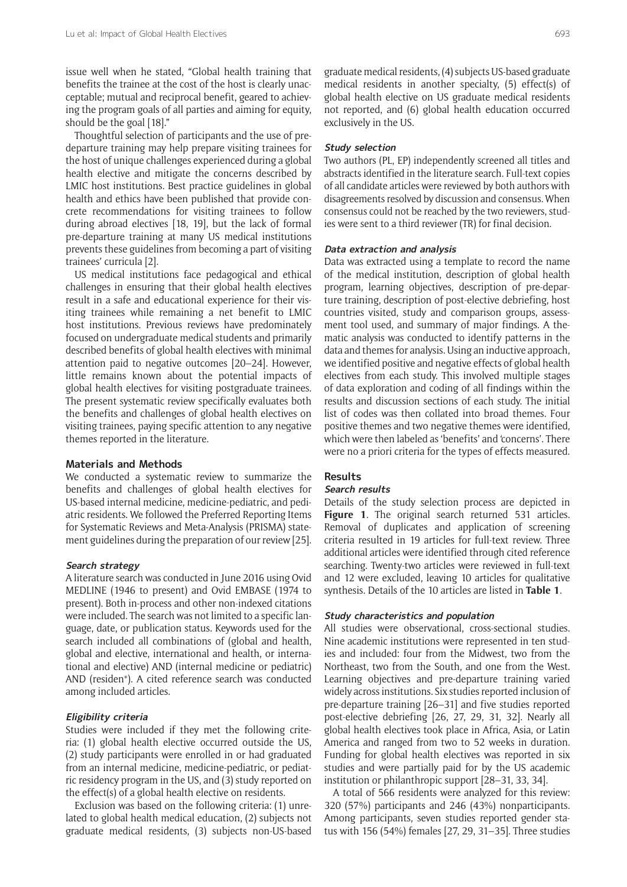issue well when he stated, "Global health training that benefits the trainee at the cost of the host is clearly unacceptable; mutual and reciprocal benefit, geared to achieving the program goals of all parties and aiming for equity, should be the goal [18]."

Thoughtful selection of participants and the use of predeparture training may help prepare visiting trainees for the host of unique challenges experienced during a global health elective and mitigate the concerns described by LMIC host institutions. Best practice guidelines in global health and ethics have been published that provide concrete recommendations for visiting trainees to follow during abroad electives [18, 19], but the lack of formal pre-departure training at many US medical institutions prevents these guidelines from becoming a part of visiting trainees' curricula [2].

US medical institutions face pedagogical and ethical challenges in ensuring that their global health electives result in a safe and educational experience for their visiting trainees while remaining a net benefit to LMIC host institutions. Previous reviews have predominately focused on undergraduate medical students and primarily described benefits of global health electives with minimal attention paid to negative outcomes [20–24]. However, little remains known about the potential impacts of global health electives for visiting postgraduate trainees. The present systematic review specifically evaluates both the benefits and challenges of global health electives on visiting trainees, paying specific attention to any negative themes reported in the literature.

## Materials and Methods

We conducted a systematic review to summarize the benefits and challenges of global health electives for US-based internal medicine, medicine-pediatric, and pediatric residents. We followed the Preferred Reporting Items for Systematic Reviews and Meta-Analysis (PRISMA) statement guidelines during the preparation of our review [25].

### Search strategy

A literature search was conducted in June 2016 using Ovid MEDLINE (1946 to present) and Ovid EMBASE (1974 to present). Both in-process and other non-indexed citations were included. The search was not limited to a specific language, date, or publication status. Keywords used for the search included all combinations of (global and health, global and elective, international and health, or international and elective) AND (internal medicine or pediatric) AND (residen*). A cited reference search was conducted among included articles.

### Eligibility criteria

Studies were included if they met the following criteria: (1) global health elective occurred outside the US, (2) study participants were enrolled in or had graduated from an internal medicine, medicine-pediatric, or pediatric residency program in the US, and (3) study reported on the effect(s) of a global health elective on residents.

Exclusion was based on the following criteria: (1) unrelated to global health medical education, (2) subjects not graduate medical residents, (3) subjects non-US-based graduate medical residents, (4) subjects US-based graduate medical residents in another specialty, (5) effect(s) of global health elective on US graduate medical residents not reported, and (6) global health education occurred exclusively in the US.

### Study selection

Two authors (PL, EP) independently screened all titles and abstracts identified in the literature search. Full-text copies of all candidate articles were reviewed by both authors with disagreements resolved by discussion and consensus. When consensus could not be reached by the two reviewers, studies were sent to a third reviewer (TR) for final decision.

### Data extraction and analysis

Data was extracted using a template to record the name of the medical institution, description of global health program, learning objectives, description of pre-departure training, description of post-elective debriefing, host countries visited, study and comparison groups, assessment tool used, and summary of major findings. A thematic analysis was conducted to identify patterns in the data and themes for analysis. Using an inductive approach, we identified positive and negative effects of global health electives from each study. This involved multiple stages of data exploration and coding of all findings within the results and discussion sections of each study. The initial list of codes was then collated into broad themes. Four positive themes and two negative themes were identified, which were then labeled as 'benefits' and 'concerns'. There were no a priori criteria for the types of effects measured.

## Results

### Search results

Details of the study selection process are depicted in **Figure 1**. The original search returned 531 articles. Removal of duplicates and application of screening criteria resulted in 19 articles for full-text review. Three additional articles were identified through cited reference searching. Twenty-two articles were reviewed in full-text and 12 were excluded, leaving 10 articles for qualitative synthesis. Details of the 10 articles are listed in **Table 1**.

### Study characteristics and population

All studies were observational, cross-sectional studies. Nine academic institutions were represented in ten studies and included: four from the Midwest, two from the Northeast, two from the South, and one from the West. Learning objectives and pre-departure training varied widely across institutions. Six studies reported inclusion of pre-departure training [26–31] and five studies reported post-elective debriefing [26, 27, 29, 31, 32]. Nearly all global health electives took place in Africa, Asia, or Latin America and ranged from two to 52 weeks in duration. Funding for global health electives was reported in six studies and were partially paid for by the US academic institution or philanthropic support [28–31, 33, 34].

A total of 566 residents were analyzed for this review: 320 (57%) participants and 246 (43%) nonparticipants. Among participants, seven studies reported gender status with 156 (54%) females [27, 29, 31–35]. Three studies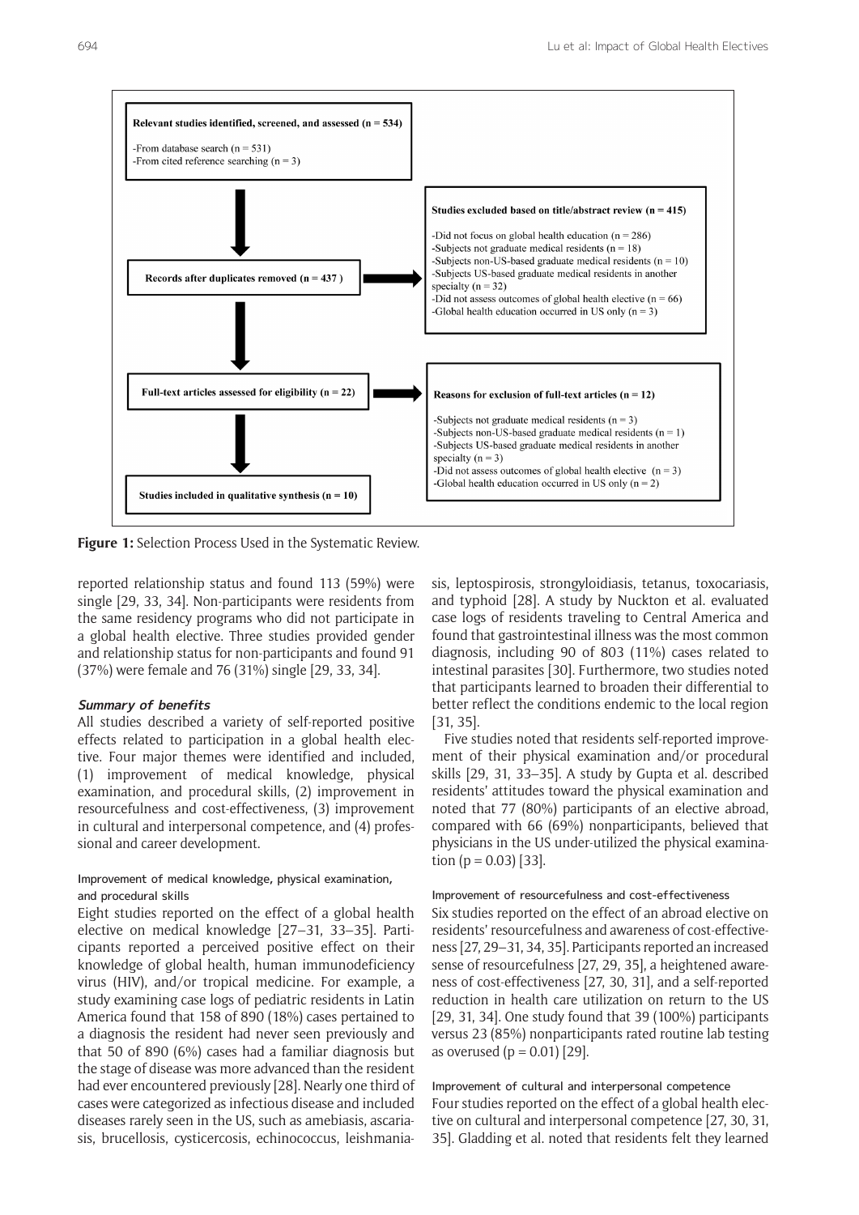**Relevant studies identified, screened, and assessed (n = 534)**

- From database search (n = 531)
- From cited reference searching (n = 3)

**Records after duplicates removed (n = 437 )**

**Studies excluded based on title/abstract review (n = 415)**

- Did not focus on global health education (n = 286)
- Subjects not graduate medical residents (n = 18)
- Subjects non-US-based graduate medical residents (n = 10)
- Subjects US-based graduate medical residents in another specialty (n = 32)
- Did not assess outcomes of global health elective (n = 66)
- Global health education occurred in US only (n = 3)

**Full-text articles assessed for eligibility (n = 22)**

**Reasons for exclusion of full-text articles (n = 12)**

- Subjects not graduate medical residents (n = 3)
- Subjects non-US-based graduate medical residents (n = 1)
- Subjects US-based graduate medical residents in another specialty (n = 3)
- Did not assess outcomes of global health elective (n = 3)
- Global health education occurred in US only (n = 2)

**Studies included in qualitative synthesis (n = 10)**

**Figure 1:** Selection Process Used in the Systematic Review.

reported relationship status and found 113 (59%) were single [29, 33, 34]. Non-participants were residents from the same residency programs who did not participate in a global health elective. Three studies provided gender and relationship status for non-participants and found 91 (37%) were female and 76 (31%) single [29, 33, 34].

### *Summary of benefits*

All studies described a variety of self-reported positive effects related to participation in a global health elective. Four major themes were identified and included, (1) improvement of medical knowledge, physical examination, and procedural skills, (2) improvement in resourcefulness and cost-effectiveness, (3) improvement in cultural and interpersonal competence, and (4) professional and career development.

#### Improvement of medical knowledge, physical examination, and procedural skills

Eight studies reported on the effect of a global health elective on medical knowledge [27–31, 33–35]. Participants reported a perceived positive effect on their knowledge of global health, human immunodeficiency virus (HIV), and/or tropical medicine. For example, a study examining case logs of pediatric residents in Latin America found that 158 of 890 (18%) cases pertained to a diagnosis the resident had never seen previously and that 50 of 890 (6%) cases had a familiar diagnosis but the stage of disease was more advanced than the resident had ever encountered previously [28]. Nearly one third of cases were categorized as infectious disease and included diseases rarely seen in the US, such as amebiasis, ascariasis, brucellosis, cysticercosis, echinococcus, leishmaniasis, leptospirosis, strongyloidiasis, tetanus, toxocariasis, and typhoid [28]. A study by Nuckton et al. evaluated case logs of residents traveling to Central America and found that gastrointestinal illness was the most common diagnosis, including 90 of 803 (11%) cases related to intestinal parasites [30]. Furthermore, two studies noted that participants learned to broaden their differential to better reflect the conditions endemic to the local region [31, 35].

Five studies noted that residents self-reported improvement of their physical examination and/or procedural skills [29, 31, 33–35]. A study by Gupta et al. described residents' attitudes toward the physical examination and noted that 77 (80%) participants of an elective abroad, compared with 66 (69%) nonparticipants, believed that physicians in the US under-utilized the physical examination ($p = 0.03$) [33].

#### Improvement of resourcefulness and cost-effectiveness

Six studies reported on the effect of an abroad elective on residents' resourcefulness and awareness of cost-effectiveness [27, 29–31, 34, 35]. Participants reported an increased sense of resourcefulness [27, 29, 35], a heightened awareness of cost-effectiveness [27, 30, 31], and a self-reported reduction in health care utilization on return to the US [29, 31, 34]. One study found that 39 (100%) participants versus 23 (85%) nonparticipants rated routine lab testing as overused ($p = 0.01$) [29].

#### Improvement of cultural and interpersonal competence

Four studies reported on the effect of a global health elective on cultural and interpersonal competence [27, 30, 31, 35]. Gladding et al. noted that residents felt they learned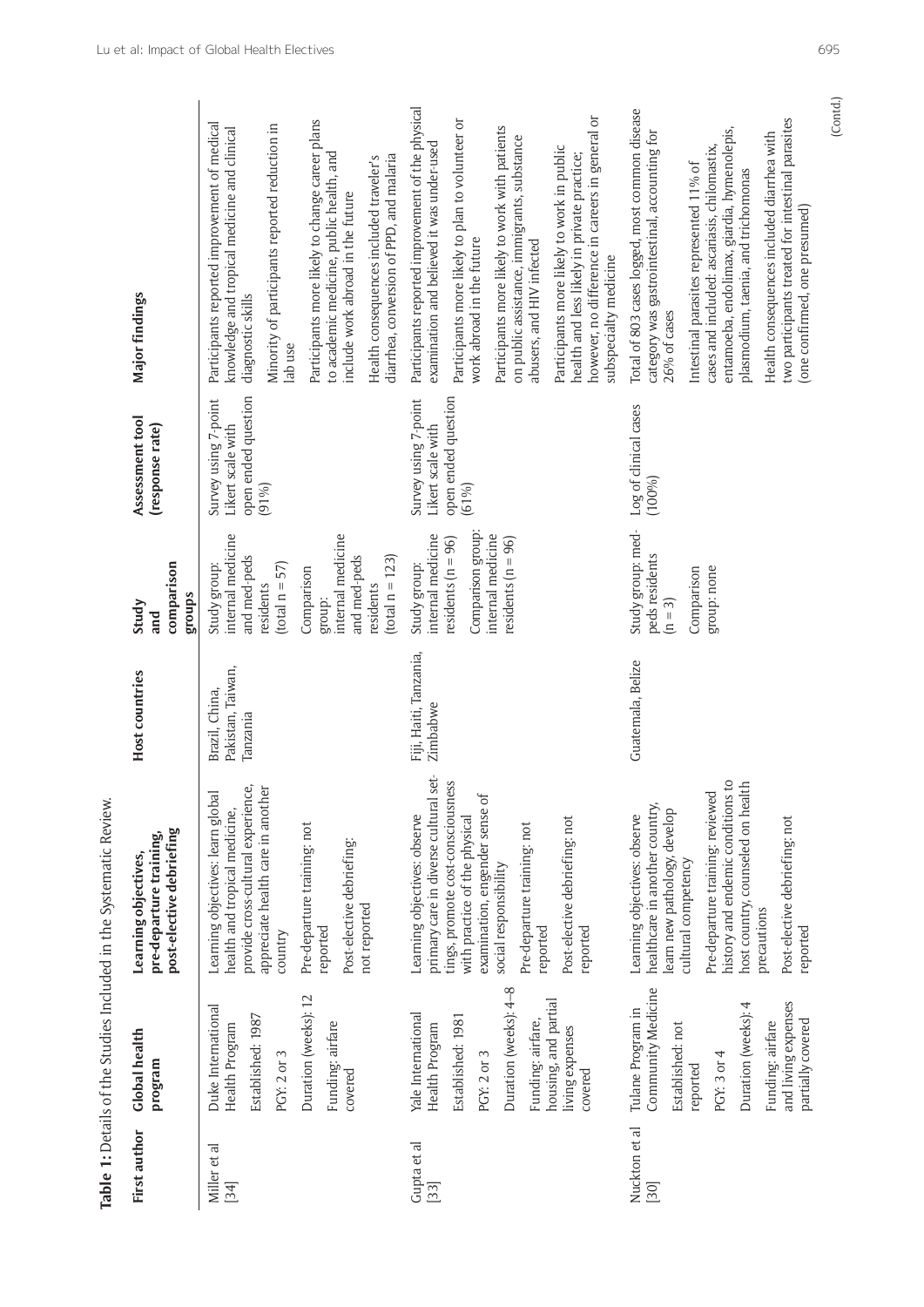**Table 1:** Details of the Studies Included in the Systematic Review.

| First author | Global health program | Learning objectives, pre-departure training, post-elective debriefing | Host countries | Study and comparison groups | Assessment tool (response rate) | Major findings |
|---|---|---|---|---|---|---|
| Miller et al [34] | Duke International Health Program<br>Established: 1987<br>PGY: 2 or 3<br>Duration (weeks): 12<br>Funding: airfare covered | Learning objectives: learn global health and tropical medicine, provide cross-cultural experience, appreciate health care in another country<br>Pre-departure training: not reported<br>Post-elective debriefing: not reported | Brazil, China, Pakistan, Taiwan, Tanzania | Study group: internal medicine and med-peds residents (total n = 57)<br>Comparison group: internal medicine and med-peds residents (total n = 123) | Survey using 7-point Likert scale with open ended question (91%) | Participants reported improvement of medical knowledge and tropical medicine and clinical diagnostic skills<br>Minority of participants reported reduction in lab use<br>Participants more likely to change career plans to academic medicine, public health, and include work abroad in the future<br>Health consequences included traveler's diarrhea, conversion of PPD, and malaria |
| Gupta et al [33] | Yale International Health Program<br>Established: 1981<br>PGY: 2 or 3<br>Duration (weeks): 4–8<br>Funding: airfare, housing, and partial living expenses covered | Learning objectives: observe primary care in diverse cultural settings, promote cost-consciousness with practice of the physical examination, engender sense of social responsibility<br>Pre-departure training: not reported<br>Post-elective debriefing: not reported | Fiji, Haiti, Tanzania, Zimbabwe | Study group: internal medicine residents (n = 96)<br>Comparison group: internal medicine residents (n = 96) | Survey using 7-point Likert scale with open ended question (61%) | Participants reported improvement of the physical examination and believed it was under-used<br>Participants more likely to plan to volunteer or work abroad in the future<br>Participants more likely to work with patients on public assistance, immigrants, substance abusers, and HIV infected<br>Participants more likely to work in public health and less likely in private practice; however, no difference in careers in general or subspecialty medicine |
| Nuckton et al [30] | Tulane Program in Community Medicine<br>Established: not reported<br>PGY: 3 or 4<br>Duration (weeks): 4<br>Funding: airfare and living expenses partially covered | Learning objectives: observe healthcare in another country, learn new pathology, develop cultural competency<br>Pre-departure training: reviewed history and endemic conditions to host country, counseled on health precautions<br>Post-elective debriefing: not reported | Guatemala, Belize | Study group: med-peds residents (n = 3)<br>Comparison group: none | Log of clinical cases (100%) | Total of 803 cases logged, most common disease category was gastrointestinal, accounting for 26% of cases<br>Intestinal parasites represented 11% of cases and included: ascariasis, chilomastix, entamoeba, endolimax, giardia, hymenolepis, plasmodium, taenia, and trichomonas<br>Health consequences included diarrhea with two participants treated for intestinal parasites (one confirmed, one presumed) |

(Contd.)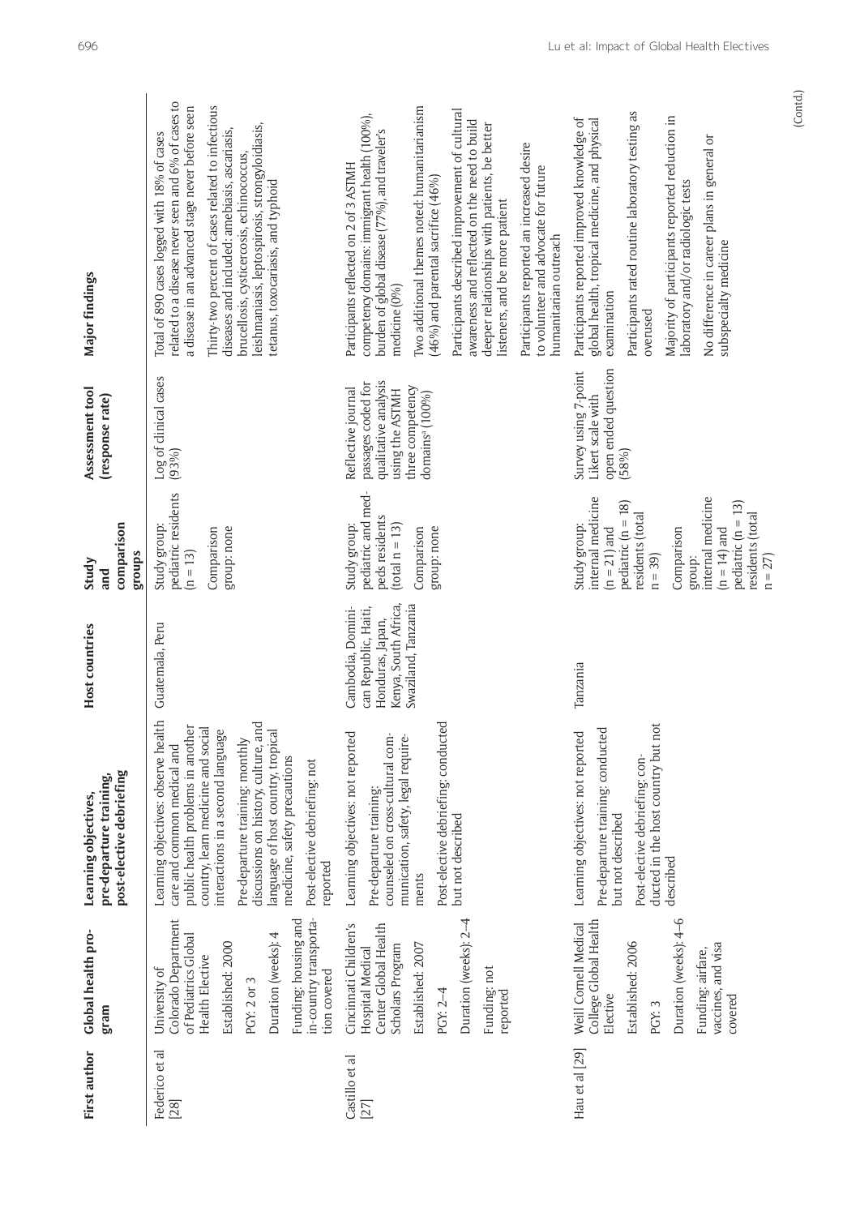| First author | Global health program | Learning objectives, pre-departure training, post-elective debriefing | Host countries | Study and comparison groups | Assessment tool (response rate) | Major findings |
|---|---|---|---|---|---|---|
| Federico et al [28] | University of Colorado Department of Pediatrics Global Health Elective<br><br>Established: 2000<br><br>PGY: 2 or 3<br><br>Duration (weeks): 4<br><br>Funding: housing and in-country transportation covered | Learning objectives: observe health care and common medical and public health problems in another country, learn medicine and social interactions in a second language<br><br>Pre-departure training: monthly discussions on history, culture, and language of host country, tropical medicine, safety precautions<br><br>Post-elective debriefing: not reported | Guatemala, Peru | Study group: pediatric residents (n = 13)<br><br>Comparison group: none | Log of clinical cases (93%) | Total of 890 cases logged with 18% of cases related to a disease never seen and 6% of cases to a disease in an advanced stage never before seen<br><br>Thirty-two percent of cases related to infectious diseases and included: amebiasis, ascariasis, brucellosis, cysticercosis, echinococcus, leishmaniasis, leptospirosis, strongyloidiasis, tetanus, toxocariasis, and typhoid |
| Castillo et al [27] | Cincinnati Children's Hospital Medical Center Global Health Scholars Program<br><br>Established: 2007<br><br>PGY: 2–4<br><br>Duration (weeks): 2–4<br><br>Funding: not reported | Learning objectives: not reported<br><br>Pre-departure training: counseled on cross-cultural communication, safety, legal requirements<br><br>Post-elective debriefing: conducted but not described | Cambodia, Dominican Republic, Haiti, Honduras, Japan, Kenya, South Africa, Swaziland, Tanzania | Study group: pediatric and med-peds residents (total n = 13)<br><br>Comparison group: none | Reflective journal passages coded for qualitative analysis using the ASTMH three competency domains[a] (100%) | Participants reflected on 2 of 3 ASTMH competency domains: immigrant health (100%), burden of global disease (77%), and traveler's medicine (0%)<br><br>Two additional themes noted: humanitarianism (46%) and parental sacrifice (46%)<br><br>Participants described improvement of cultural awareness and reflected on the need to build deeper relationships with patients, be better listeners, and be more patient<br><br>Participants reported an increased desire to volunteer and advocate for future humanitarian outreach |
| Hau et al [29] | Weill Cornell Medical College Global Health Elective<br><br>Established: 2006<br><br>PGY: 3<br><br>Duration (weeks): 4–6<br><br>Funding: airfare, vaccines, and visa covered | Learning objectives: not reported<br><br>Pre-departure training: conducted but not described<br><br>Post-elective debriefing: conducted in the host country but not described | Tanzania | Study group: internal medicine (n = 21) and pediatric (n = 18) residents (total n = 39)<br><br>Comparison group: internal medicine (n = 14) and pediatric (n = 13) residents (total n = 27) | Survey using 7-point Likert scale with open ended question (58%) | Participants reported improved knowledge of global health, tropical medicine, and physical examination<br><br>Participants rated routine laboratory testing as overused<br><br>Majority of participants reported reduction in laboratory and/or radiologic tests<br><br>No difference in career plans in general or subspecialty medicine |

(Contd.)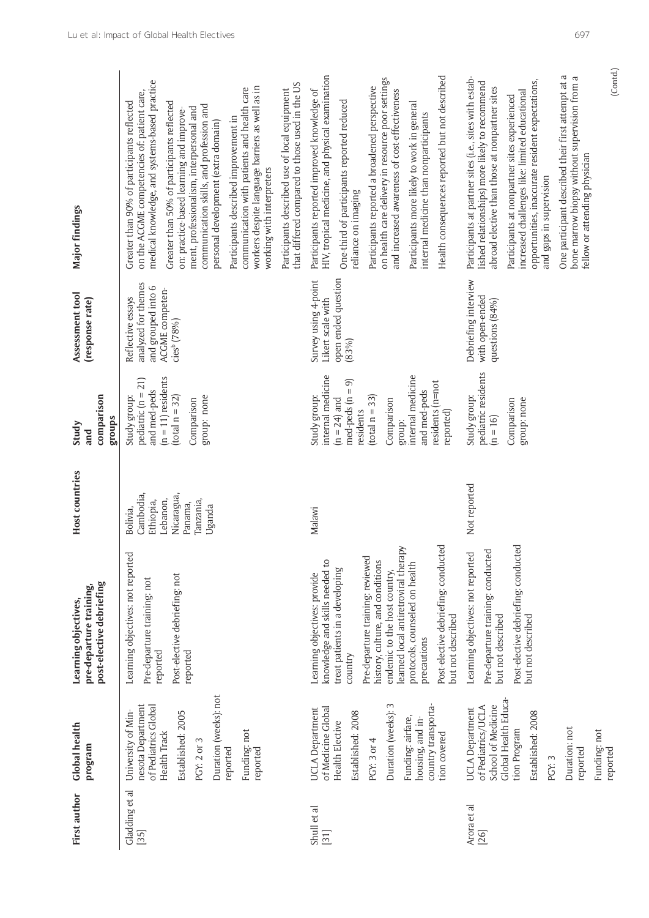| First author | Global health program | Learning objectives, pre-departure training, post-elective debriefing | Host countries | Study and comparison groups | Assessment tool (response rate) | Major findings |
|---|---|---|---|---|---|---|
| Gladding et al [35] | University of Minnesota Department of Pediatrics Global Health Track<br><br>Established: 2005<br><br>PGY: 2 or 3<br><br>Duration (weeks): not reported<br><br>Funding: not reported | Learning objectives: not reported<br><br>Pre-departure training: not reported<br><br>Post-elective debriefing: not reported | Bolivia, Cambodia, Ethiopia, Lebanon, Nicaragua, Panama, Tanzania, Uganda | Study group: pediatric (n = 21) and med-peds (n = 11) residents (total n = 32)<br><br>Comparison group: none | Reflective essays analyzed for themes and grouped into 6 ACGME competencies[b] (78%) | Greater than 90% of participants reflected on the ACGME competencies of: patient care, medical knowledge, and systems-based practice<br><br>Greater than 50% of participants reflected on: practice-based learning and improvement, professionalism, interpersonal and communication skills, and profession and personal development (extra domain)<br><br>Participants described improvement in communication with patients and health care workers despite language barriers as well as in working with interpreters<br><br>Participants described use of local equipment that differed compared to those used in the US |
| Shull et al [31] | UCLA Department of Medicine Global Health Elective<br><br>Established: 2008<br><br>PGY: 3 or 4<br><br>Duration (weeks): 3<br><br>Funding: airfare, housing, and in-country transportation covered | Learning objectives: provide knowledge and skills needed to treat patients in a developing country<br><br>Pre-departure training: reviewed history, culture, and conditions endemic to the host country, learned local antiretroviral therapy protocols, counseled on health precautions<br><br>Post-elective debriefing: conducted but not described | Malawi | Study group: internal medicine (n = 24) and med-peds (n = 9) residents (total n = 33)<br><br>Comparison group: internal medicine and med-peds residents (n=not reported) | Survey using 4-point Likert scale with open ended question (83%) | Participants reported improved knowledge of HIV, tropical medicine, and physical examination<br><br>One-third of participants reported reduced reliance on imaging<br><br>Participants reported a broadened perspective on health care delivery in resource poor settings and increased awareness of cost-effectiveness<br><br>Participants more likely to work in general internal medicine than nonparticipants<br><br>Health consequences reported but not described |
| Arora et al [26] | UCLA Department of Pediatrics/UCLA School of Medicine Global Health Education Program<br><br>Established: 2008<br><br>PGY: 3<br><br>Duration: not reported<br><br>Funding: not reported | Learning objectives: not reported<br><br>Pre-departure training: conducted but not described<br><br>Post-elective debriefing: conducted but not described | Not reported | Study group: pediatric residents (n = 16)<br><br>Comparison group: none | Debriefing interview with open-ended questions (84%) | Participants at partner sites (i.e., sites with established relationships) more likely to recommend abroad elective than those at nonpartner sites<br><br>Participants at nonpartner sites experienced increased challenges like: limited educational opportunities, inaccurate resident expectations, and gaps in supervision<br><br>One participant described their first attempt at a bone marrow biopsy without supervision from a fellow or attending physician |

(Contd.)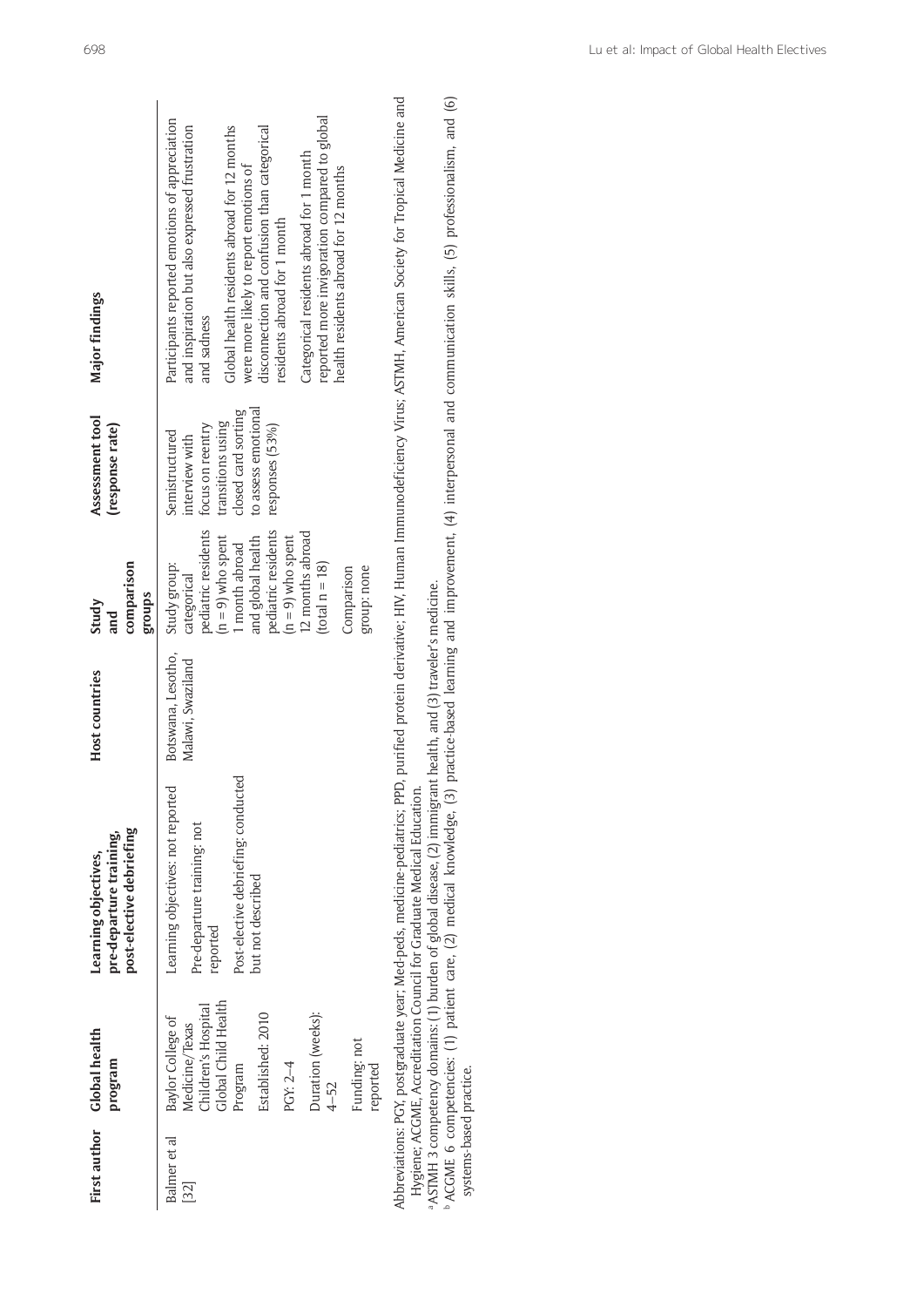| First author | Global health program | Learning objectives, pre-departure training, post-elective debriefing | Host countries | Study and comparison groups | Assessment tool (response rate) | Major findings |
|---|---|---|---|---|---|---|
| Balmer et al [32] | Baylor College of Medicine/Texas Children's Hospital Global Child Health Program<br><br>Established: 2010<br><br>PGY: 2–4<br><br>Duration (weeks): 4–52<br><br>Funding: not reported | Learning objectives: not reported<br><br>Pre-departure training: not reported<br><br>Post-elective debriefing: conducted but not described | Botswana, Lesotho, Malawi, Swaziland | Study group: categorical pediatric residents (n = 9) who spent 1 month abroad and global health pediatric residents (n = 9) who spent 12 months abroad (total n = 18)<br><br>Comparison group: none | Semistructured interview with focus on reentry transitions using closed card sorting to assess emotional responses (53%) | Participants reported emotions of appreciation and inspiration but also expressed frustration and sadness<br><br>Global health residents abroad for 12 months were more likely to report emotions of disconnection and confusion than categorical residents abroad for 1 month<br><br>Categorical residents abroad for 1 month reported more invigoration compared to global health residents abroad for 12 months |

Abbreviations: PGY, postgraduate year; Med-peds, medicine-pediatrics; PPD, purified protein derivative; HIV, Human Immunodeficiency Virus; ASTMH, American Society for Tropical Medicine and Hygiene; ACGME, Accreditation Council for Graduate Medical Education.

[a] ASTMH 3 competency domains: (1) burden of global disease, (2) immigrant health, and (3) traveler's medicine.

[b] ACGME 6 competencies: (1) patient care, (2) medical knowledge, (3) practice-based learning and improvement, (4) interpersonal and communication skills, (5) professionalism, and (6) systems-based practice.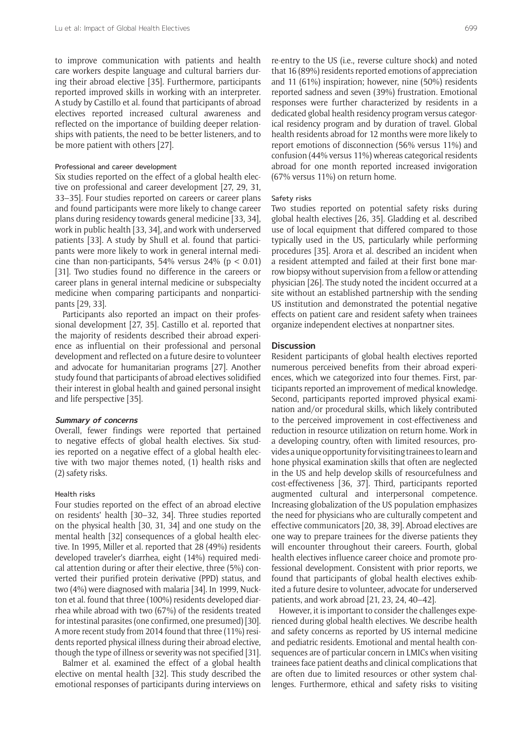to improve communication with patients and health care workers despite language and cultural barriers during their abroad elective [35]. Furthermore, participants reported improved skills in working with an interpreter. A study by Castillo et al. found that participants of abroad electives reported increased cultural awareness and reflected on the importance of building deeper relationships with patients, the need to be better listeners, and to be more patient with others [27].

#### Professional and career development

Six studies reported on the effect of a global health elective on professional and career development [27, 29, 31, 33–35]. Four studies reported on careers or career plans and found participants were more likely to change career plans during residency towards general medicine [33, 34], work in public health [33, 34], and work with underserved patients [33]. A study by Shull et al. found that participants were more likely to work in general internal medicine than non-participants, 54% versus 24% ($p < 0.01$) [31]. Two studies found no difference in the careers or career plans in general internal medicine or subspecialty medicine when comparing participants and nonparticipants [29, 33].

Participants also reported an impact on their professional development [27, 35]. Castillo et al. reported that the majority of residents described their abroad experience as influential on their professional and personal development and reflected on a future desire to volunteer and advocate for humanitarian programs [27]. Another study found that participants of abroad electives solidified their interest in global health and gained personal insight and life perspective [35].

### *Summary of concerns*

Overall, fewer findings were reported that pertained to negative effects of global health electives. Six studies reported on a negative effect of a global health elective with two major themes noted, (1) health risks and (2) safety risks.

#### Health risks

Four studies reported on the effect of an abroad elective on residents' health [30–32, 34]. Three studies reported on the physical health [30, 31, 34] and one study on the mental health [32] consequences of a global health elective. In 1995, Miller et al. reported that 28 (49%) residents developed traveler's diarrhea, eight (14%) required medical attention during or after their elective, three (5%) converted their purified protein derivative (PPD) status, and two (4%) were diagnosed with malaria [34]. In 1999, Nuckton et al. found that three (100%) residents developed diarrhea while abroad with two (67%) of the residents treated for intestinal parasites (one confirmed, one presumed) [30]. A more recent study from 2014 found that three (11%) residents reported physical illness during their abroad elective, though the type of illness or severity was not specified [31].

Balmer et al. examined the effect of a global health elective on mental health [32]. This study described the emotional responses of participants during interviews on re-entry to the US (i.e., reverse culture shock) and noted that 16 (89%) residents reported emotions of appreciation and 11 (61%) inspiration; however, nine (50%) residents reported sadness and seven (39%) frustration. Emotional responses were further characterized by residents in a dedicated global health residency program versus categorical residency program and by duration of travel. Global health residents abroad for 12 months were more likely to report emotions of disconnection (56% versus 11%) and confusion (44% versus 11%) whereas categorical residents abroad for one month reported increased invigoration (67% versus 11%) on return home.

#### Safety risks

Two studies reported on potential safety risks during global health electives [26, 35]. Gladding et al. described use of local equipment that differed compared to those typically used in the US, particularly while performing procedures [35]. Arora et al. described an incident when a resident attempted and failed at their first bone marrow biopsy without supervision from a fellow or attending physician [26]. The study noted the incident occurred at a site without an established partnership with the sending US institution and demonstrated the potential negative effects on patient care and resident safety when trainees organize independent electives at nonpartner sites.

## Discussion

Resident participants of global health electives reported numerous perceived benefits from their abroad experiences, which we categorized into four themes. First, participants reported an improvement of medical knowledge. Second, participants reported improved physical examination and/or procedural skills, which likely contributed to the perceived improvement in cost-effectiveness and reduction in resource utilization on return home. Work in a developing country, often with limited resources, provides a unique opportunity for visiting trainees to learn and hone physical examination skills that often are neglected in the US and help develop skills of resourcefulness and cost-effectiveness [36, 37]. Third, participants reported augmented cultural and interpersonal competence. Increasing globalization of the US population emphasizes the need for physicians who are culturally competent and effective communicators [20, 38, 39]. Abroad electives are one way to prepare trainees for the diverse patients they will encounter throughout their careers. Fourth, global health electives influence career choice and promote professional development. Consistent with prior reports, we found that participants of global health electives exhibited a future desire to volunteer, advocate for underserved patients, and work abroad [21, 23, 24, 40–42].

However, it is important to consider the challenges experienced during global health electives. We describe health and safety concerns as reported by US internal medicine and pediatric residents. Emotional and mental health consequences are of particular concern in LMICs when visiting trainees face patient deaths and clinical complications that are often due to limited resources or other system challenges. Furthermore, ethical and safety risks to visiting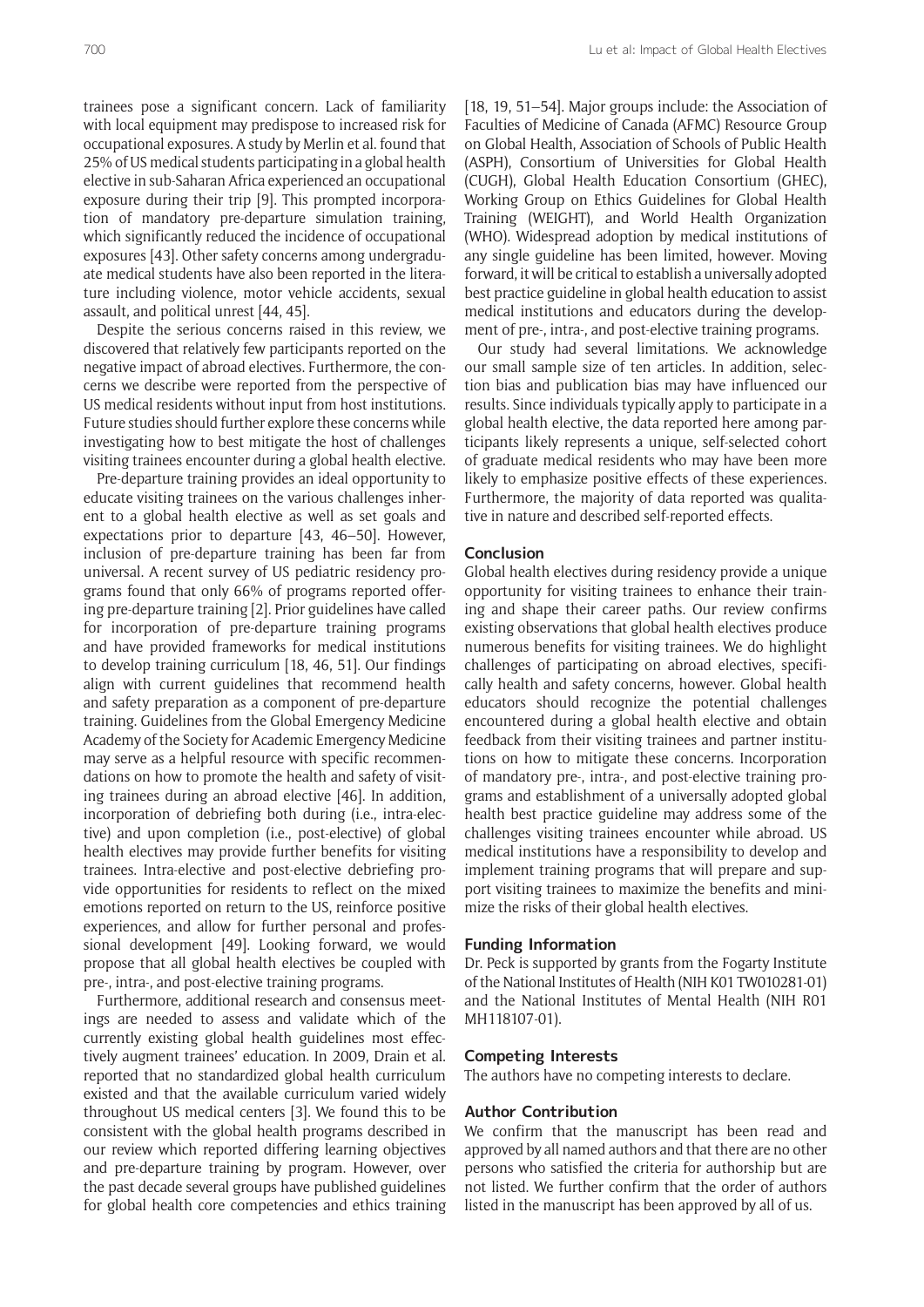trainees pose a significant concern. Lack of familiarity with local equipment may predispose to increased risk for occupational exposures. A study by Merlin et al. found that 25% of US medical students participating in a global health elective in sub-Saharan Africa experienced an occupational exposure during their trip [9]. This prompted incorporation of mandatory pre-departure simulation training, which significantly reduced the incidence of occupational exposures [43]. Other safety concerns among undergraduate medical students have also been reported in the literature including violence, motor vehicle accidents, sexual assault, and political unrest [44, 45].

Despite the serious concerns raised in this review, we discovered that relatively few participants reported on the negative impact of abroad electives. Furthermore, the concerns we describe were reported from the perspective of US medical residents without input from host institutions. Future studies should further explore these concerns while investigating how to best mitigate the host of challenges visiting trainees encounter during a global health elective.

Pre-departure training provides an ideal opportunity to educate visiting trainees on the various challenges inherent to a global health elective as well as set goals and expectations prior to departure [43, 46–50]. However, inclusion of pre-departure training has been far from universal. A recent survey of US pediatric residency programs found that only 66% of programs reported offering pre-departure training [2]. Prior guidelines have called for incorporation of pre-departure training programs and have provided frameworks for medical institutions to develop training curriculum [18, 46, 51]. Our findings align with current guidelines that recommend health and safety preparation as a component of pre-departure training. Guidelines from the Global Emergency Medicine Academy of the Society for Academic Emergency Medicine may serve as a helpful resource with specific recommendations on how to promote the health and safety of visiting trainees during an abroad elective [46]. In addition, incorporation of debriefing both during (i.e., intra-elective) and upon completion (i.e., post-elective) of global health electives may provide further benefits for visiting trainees. Intra-elective and post-elective debriefing provide opportunities for residents to reflect on the mixed emotions reported on return to the US, reinforce positive experiences, and allow for further personal and professional development [49]. Looking forward, we would propose that all global health electives be coupled with pre-, intra-, and post-elective training programs.

Furthermore, additional research and consensus meetings are needed to assess and validate which of the currently existing global health guidelines most effectively augment trainees' education. In 2009, Drain et al. reported that no standardized global health curriculum existed and that the available curriculum varied widely throughout US medical centers [3]. We found this to be consistent with the global health programs described in our review which reported differing learning objectives and pre-departure training by program. However, over the past decade several groups have published guidelines for global health core competencies and ethics training [18, 19, 51–54]. Major groups include: the Association of Faculties of Medicine of Canada (AFMC) Resource Group on Global Health, Association of Schools of Public Health (ASPH), Consortium of Universities for Global Health (CUGH), Global Health Education Consortium (GHEC), Working Group on Ethics Guidelines for Global Health Training (WEIGHT), and World Health Organization (WHO). Widespread adoption by medical institutions of any single guideline has been limited, however. Moving forward, it will be critical to establish a universally adopted best practice guideline in global health education to assist medical institutions and educators during the development of pre-, intra-, and post-elective training programs.

Our study had several limitations. We acknowledge our small sample size of ten articles. In addition, selection bias and publication bias may have influenced our results. Since individuals typically apply to participate in a global health elective, the data reported here among participants likely represents a unique, self-selected cohort of graduate medical residents who may have been more likely to emphasize positive effects of these experiences. Furthermore, the majority of data reported was qualitative in nature and described self-reported effects.

## Conclusion

Global health electives during residency provide a unique opportunity for visiting trainees to enhance their training and shape their career paths. Our review confirms existing observations that global health electives produce numerous benefits for visiting trainees. We do highlight challenges of participating on abroad electives, specifically health and safety concerns, however. Global health educators should recognize the potential challenges encountered during a global health elective and obtain feedback from their visiting trainees and partner institutions on how to mitigate these concerns. Incorporation of mandatory pre-, intra-, and post-elective training programs and establishment of a universally adopted global health best practice guideline may address some of the challenges visiting trainees encounter while abroad. US medical institutions have a responsibility to develop and implement training programs that will prepare and support visiting trainees to maximize the benefits and minimize the risks of their global health electives.

## Funding Information

Dr. Peck is supported by grants from the Fogarty Institute of the National Institutes of Health (NIH K01 TW010281-01) and the National Institutes of Mental Health (NIH R01 MH118107-01).

## Competing Interests

The authors have no competing interests to declare.

## Author Contribution

We confirm that the manuscript has been read and approved by all named authors and that there are no other persons who satisfied the criteria for authorship but are not listed. We further confirm that the order of authors listed in the manuscript has been approved by all of us.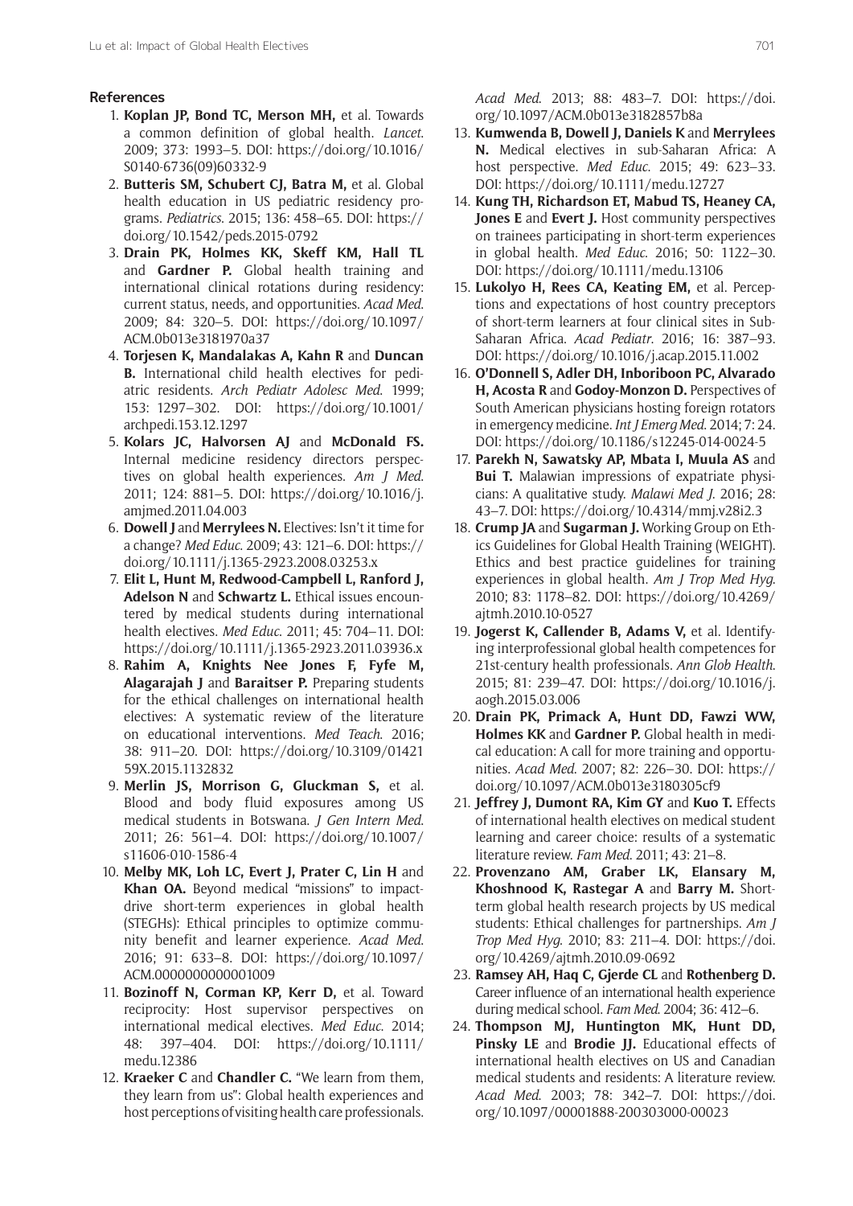## References

1. **Koplan JP, Bond TC, Merson MH,** et al. Towards a common definition of global health. *Lancet*. 2009; 373: 1993–5. DOI: https://doi.org/10.1016/S0140-6736(09)60332-9
2. **Butteris SM, Schubert CJ, Batra M,** et al. Global health education in US pediatric residency programs. *Pediatrics*. 2015; 136: 458–65. DOI: https://doi.org/10.1542/peds.2015-0792
3. **Drain PK, Holmes KK, Skeff KM, Hall TL** and **Gardner P.** Global health training and international clinical rotations during residency: current status, needs, and opportunities. *Acad Med*. 2009; 84: 320–5. DOI: https://doi.org/10.1097/ACM.0b013e3181970a37
4. **Torjesen K, Mandalakas A, Kahn R** and **Duncan B.** International child health electives for pediatric residents. *Arch Pediatr Adolesc Med*. 1999; 153: 1297–302. DOI: https://doi.org/10.1001/archpedi.153.12.1297
5. **Kolars JC, Halvorsen AJ** and **McDonald FS.** Internal medicine residency directors perspectives on global health experiences. *Am J Med*. 2011; 124: 881–5. DOI: https://doi.org/10.1016/j.amjmed.2011.04.003
6. **Dowell J** and **Merrylees N.** Electives: Isn't it time for a change? *Med Educ*. 2009; 43: 121–6. DOI: https://doi.org/10.1111/j.1365-2923.2008.03253.x
7. **Elit L, Hunt M, Redwood-Campbell L, Ranford J, Adelson N** and **Schwartz L.** Ethical issues encountered by medical students during international health electives. *Med Educ*. 2011; 45: 704–11. DOI: https://doi.org/10.1111/j.1365-2923.2011.03936.x
8. **Rahim A, Knights Nee Jones F, Fyfe M, Alagarajah J** and **Baraitser P.** Preparing students for the ethical challenges on international health electives: A systematic review of the literature on educational interventions. *Med Teach*. 2016; 38: 911–20. DOI: https://doi.org/10.3109/0142159X.2015.1132832
9. **Merlin JS, Morrison G, Gluckman S,** et al. Blood and body fluid exposures among US medical students in Botswana. *J Gen Intern Med*. 2011; 26: 561–4. DOI: https://doi.org/10.1007/s11606-010-1586-4
10. **Melby MK, Loh LC, Evert J, Prater C, Lin H** and **Khan OA.** Beyond medical "missions" to impact-drive short-term experiences in global health (STEGHs): Ethical principles to optimize community benefit and learner experience. *Acad Med*. 2016; 91: 633–8. DOI: https://doi.org/10.1097/ACM.0000000000001009
11. **Bozinoff N, Corman KP, Kerr D,** et al. Toward reciprocity: Host supervisor perspectives on international medical electives. *Med Educ*. 2014; 48: 397–404. DOI: https://doi.org/10.1111/medu.12386
12. **Kraeker C** and **Chandler C.** "We learn from them, they learn from us": Global health experiences and host perceptions of visiting health care professionals. *Acad Med*. 2013; 88: 483–7. DOI: https://doi.org/10.1097/ACM.0b013e3182857b8a
13. **Kumwenda B, Dowell J, Daniels K** and **Merrylees N.** Medical electives in sub-Saharan Africa: A host perspective. *Med Educ*. 2015; 49: 623–33. DOI: https://doi.org/10.1111/medu.12727
14. **Kung TH, Richardson ET, Mabud TS, Heaney CA, Jones E** and **Evert J.** Host community perspectives on trainees participating in short-term experiences in global health. *Med Educ*. 2016; 50: 1122–30. DOI: https://doi.org/10.1111/medu.13106
15. **Lukolyo H, Rees CA, Keating EM,** et al. Perceptions and expectations of host country preceptors of short-term learners at four clinical sites in Sub-Saharan Africa. *Acad Pediatr*. 2016; 16: 387–93. DOI: https://doi.org/10.1016/j.acap.2015.11.002
16. **O'Donnell S, Adler DH, Inboriboon PC, Alvarado H, Acosta R** and **Godoy-Monzon D.** Perspectives of South American physicians hosting foreign rotators in emergency medicine. *Int J Emerg Med*. 2014; 7: 24. DOI: https://doi.org/10.1186/s12245-014-0024-5
17. **Parekh N, Sawatsky AP, Mbata I, Muula AS** and **Bui T.** Malawian impressions of expatriate physicians: A qualitative study. *Malawi Med J*. 2016; 28: 43–7. DOI: https://doi.org/10.4314/mmj.v28i2.3
18. **Crump JA** and **Sugarman J.** Working Group on Ethics Guidelines for Global Health Training (WEIGHT). Ethics and best practice guidelines for training experiences in global health. *Am J Trop Med Hyg*. 2010; 83: 1178–82. DOI: https://doi.org/10.4269/ajtmh.2010.10-0527
19. **Jogerst K, Callender B, Adams V,** et al. Identifying interprofessional global health competences for 21st-century health professionals. *Ann Glob Health*. 2015; 81: 239–47. DOI: https://doi.org/10.1016/j.aogh.2015.03.006
20. **Drain PK, Primack A, Hunt DD, Fawzi WW, Holmes KK** and **Gardner P.** Global health in medical education: A call for more training and opportunities. *Acad Med*. 2007; 82: 226–30. DOI: https://doi.org/10.1097/ACM.0b013e3180305cf9
21. **Jeffrey J, Dumont RA, Kim GY** and **Kuo T.** Effects of international health electives on medical student learning and career choice: results of a systematic literature review. *Fam Med*. 2011; 43: 21–8.
22. **Provenzano AM, Graber LK, Elansary M, Khoshnood K, Rastegar A** and **Barry M.** Short-term global health research projects by US medical students: Ethical challenges for partnerships. *Am J Trop Med Hyg*. 2010; 83: 211–4. DOI: https://doi.org/10.4269/ajtmh.2010.09-0692
23. **Ramsey AH, Haq C, Gjerde CL** and **Rothenberg D.** Career influence of an international health experience during medical school. *Fam Med*. 2004; 36: 412–6.
24. **Thompson MJ, Huntington MK, Hunt DD, Pinsky LE** and **Brodie JJ.** Educational effects of international health electives on US and Canadian medical students and residents: A literature review. *Acad Med*. 2003; 78: 342–7. DOI: https://doi.org/10.1097/00001888-200303000-00023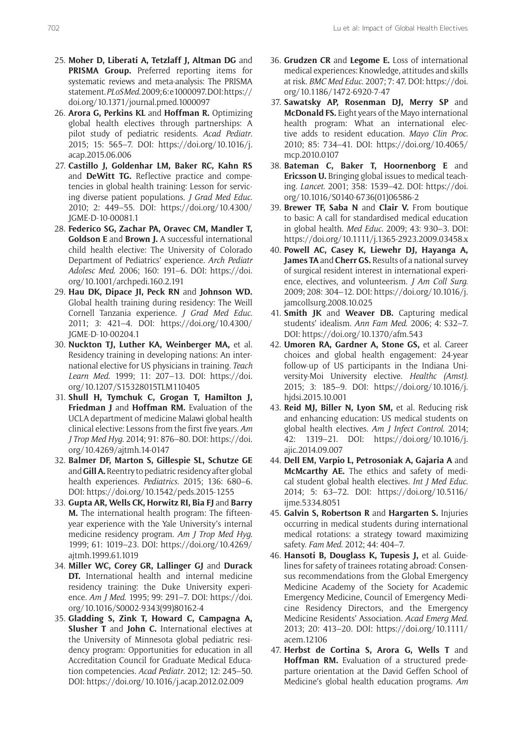25. **Moher D, Liberati A, Tetzlaff J, Altman DG** and **PRISMA Group.** Preferred reporting items for systematic reviews and meta-analysis: The PRISMA statement. *PLoS Med*. 2009; 6: e1000097. DOI: https://doi.org/10.1371/journal.pmed.1000097
26. **Arora G, Perkins KL** and **Hoffman R.** Optimizing global health electives through partnerships: A pilot study of pediatric residents. *Acad Pediatr*. 2015; 15: 565–7. DOI: https://doi.org/10.1016/j.acap.2015.06.006
27. **Castillo J, Goldenhar LM, Baker RC, Kahn RS** and **DeWitt TG.** Reflective practice and competencies in global health training: Lesson for servicing diverse patient populations. *J Grad Med Educ*. 2010; 2: 449–55. DOI: https://doi.org/10.4300/JGME-D-10-00081.1
28. **Federico SG, Zachar PA, Oravec CM, Mandler T, Goldson E** and **Brown J.** A successful international child health elective: The University of Colorado Department of Pediatrics' experience. *Arch Pediatr Adolesc Med*. 2006; 160: 191–6. DOI: https://doi.org/10.1001/archpedi.160.2.191
29. **Hau DK, Dipace JI, Peck RN** and **Johnson WD.** Global health training during residency: The Weill Cornell Tanzania experience. *J Grad Med Educ*. 2011; 3: 421–4. DOI: https://doi.org/10.4300/JGME-D-10-00204.1
30. **Nuckton TJ, Luther KA, Weinberger MA,** et al. Residency training in developing nations: An international elective for US physicians in training. *Teach Learn Med*. 1999; 11: 207–13. DOI: https://doi.org/10.1207/S15328015TLM110405
31. **Shull H, Tymchuk C, Grogan T, Hamilton J, Friedman J** and **Hoffman RM.** Evaluation of the UCLA department of medicine Malawi global health clinical elective: Lessons from the first five years. *Am J Trop Med Hyg*. 2014; 91: 876–80. DOI: https://doi.org/10.4269/ajtmh.14-0147
32. **Balmer DF, Marton S, Gillespie SL, Schutze GE** and **Gill A.** Reentry to pediatric residency after global health experiences. *Pediatrics*. 2015; 136: 680–6. DOI: https://doi.org/10.1542/peds.2015-1255
33. **Gupta AR, Wells CK, Horwitz RI, Bia FJ** and **Barry M.** The international health program: The fifteen-year experience with the Yale University's internal medicine residency program. *Am J Trop Med Hyg*. 1999; 61: 1019–23. DOI: https://doi.org/10.4269/ajtmh.1999.61.1019
34. **Miller WC, Corey GR, Lallinger GJ** and **Durack DT.** International health and internal medicine residency training: the Duke University experience. *Am J Med*. 1995; 99: 291–7. DOI: https://doi.org/10.1016/S0002-9343(99)80162-4
35. **Gladding S, Zink T, Howard C, Campagna A, Slusher T** and **John C.** International electives at the University of Minnesota global pediatric residency program: Opportunities for education in all Accreditation Council for Graduate Medical Education competencies. *Acad Pediatr*. 2012; 12: 245–50. DOI: https://doi.org/10.1016/j.acap.2012.02.009
36. **Grudzen CR** and **Legome E.** Loss of international medical experiences: Knowledge, attitudes and skills at risk. *BMC Med Educ*. 2007; 7: 47. DOI: https://doi.org/10.1186/1472-6920-7-47
37. **Sawatsky AP, Rosenman DJ, Merry SP** and **McDonald FS.** Eight years of the Mayo international health program: What an international elective adds to resident education. *Mayo Clin Proc*. 2010; 85: 734–41. DOI: https://doi.org/10.4065/mcp.2010.0107
38. **Bateman C, Baker T, Hoornenborg E** and **Ericsson U.** Bringing global issues to medical teaching. *Lancet*. 2001; 358: 1539–42. DOI: https://doi.org/10.1016/S0140-6736(01)06586-2
39. **Brewer TF, Saba N** and **Clair V.** From boutique to basic: A call for standardised medical education in global health. *Med Educ*. 2009; 43: 930–3. DOI: https://doi.org/10.1111/j.1365-2923.2009.03458.x
40. **Powell AC, Casey K, Liewehr DJ, Hayanga A, James TA** and **Cherr GS.** Results of a national survey of surgical resident interest in international experience, electives, and volunteerism. *J Am Coll Surg*. 2009; 208: 304–12. DOI: https://doi.org/10.1016/j.jamcollsurg.2008.10.025
41. **Smith JK** and **Weaver DB.** Capturing medical students' idealism. *Ann Fam Med*. 2006; 4: S32–7. DOI: https://doi.org/10.1370/afm.543
42. **Umoren RA, Gardner A, Stone GS,** et al. Career choices and global health engagement: 24-year follow-up of US participants in the Indiana University-Moi University elective. *Healthc (Amst)*. 2015; 3: 185–9. DOI: https://doi.org/10.1016/j.hjdsi.2015.10.001
43. **Reid MJ, Biller N, Lyon SM,** et al. Reducing risk and enhancing education: US medical students on global health electives. *Am J Infect Control*. 2014; 42: 1319–21. DOI: https://doi.org/10.1016/j.ajic.2014.09.007
44. **Dell EM, Varpio L, Petrosoniak A, Gajaria A** and **McMcarthy AE.** The ethics and safety of medical student global health electives. *Int J Med Educ*. 2014; 5: 63–72. DOI: https://doi.org/10.5116/ijme.5334.8051
45. **Galvin S, Robertson R** and **Hargarten S.** Injuries occurring in medical students during international medical rotations: a strategy toward maximizing safety. *Fam Med*. 2012; 44: 404–7.
46. **Hansoti B, Douglass K, Tupesis J,** et al. Guidelines for safety of trainees rotating abroad: Consensus recommendations from the Global Emergency Medicine Academy of the Society for Academic Emergency Medicine, Council of Emergency Medicine Residency Directors, and the Emergency Medicine Residents' Association. *Acad Emerg Med*. 2013; 20: 413–20. DOI: https://doi.org/10.1111/acem.12106
47. **Herbst de Cortina S, Arora G, Wells T** and **Hoffman RM.** Evaluation of a structured predeparture orientation at the David Geffen School of Medicine's global health education programs. *Am*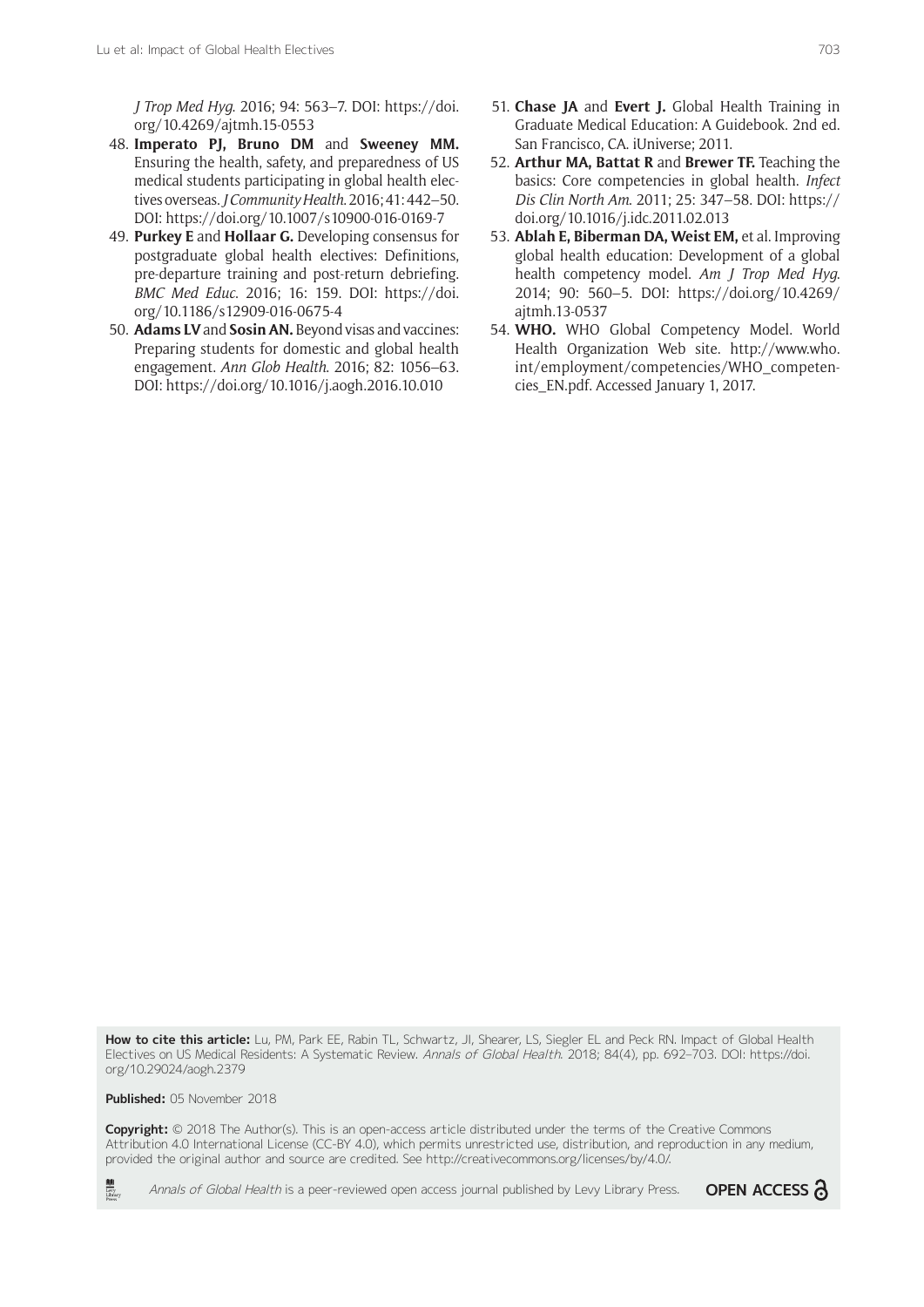*J Trop Med Hyg*. 2016; 94: 563–7. DOI: https://doi.org/10.4269/ajtmh.15-0553

48. **Imperato PJ, Bruno DM** and **Sweeney MM.** Ensuring the health, safety, and preparedness of US medical students participating in global health electives overseas. *J Community Health*. 2016; 41: 442–50. DOI: https://doi.org/10.1007/s10900-016-0169-7
49. **Purkey E** and **Hollaar G.** Developing consensus for postgraduate global health electives: Definitions, pre-departure training and post-return debriefing. *BMC Med Educ*. 2016; 16: 159. DOI: https://doi.org/10.1186/s12909-016-0675-4
50. **Adams LV** and **Sosin AN.** Beyond visas and vaccines: Preparing students for domestic and global health engagement. *Ann Glob Health*. 2016; 82: 1056–63. DOI: https://doi.org/10.1016/j.aogh.2016.10.010
51. **Chase JA** and **Evert J.** Global Health Training in Graduate Medical Education: A Guidebook. 2nd ed. San Francisco, CA. iUniverse; 2011.
52. **Arthur MA, Battat R** and **Brewer TF.** Teaching the basics: Core competencies in global health. *Infect Dis Clin North Am*. 2011; 25: 347–58. DOI: https://doi.org/10.1016/j.idc.2011.02.013
53. **Ablah E, Biberman DA, Weist EM,** et al. Improving global health education: Development of a global health competency model. *Am J Trop Med Hyg*. 2014; 90: 560–5. DOI: https://doi.org/10.4269/ajtmh.13-0537
54. **WHO.** WHO Global Competency Model. World Health Organization Web site. http://www.who.int/employment/competencies/WHO_competencies_EN.pdf. Accessed January 1, 2017.

**How to cite this article:** Lu, PM, Park EE, Rabin TL, Schwartz, JI, Shearer, LS, Siegler EL and Peck RN. Impact of Global Health Electives on US Medical Residents: A Systematic Review. *Annals of Global Health*. 2018; 84(4), pp. 692–703. DOI: https://doi.org/10.29024/aogh.2379

**Published:** 05 November 2018

**Copyright:** © 2018 The Author(s). This is an open-access article distributed under the terms of the Creative Commons Attribution 4.0 International License (CC-BY 4.0), which permits unrestricted use, distribution, and reproduction in any medium, provided the original author and source are credited. See http://creativecommons.org/licenses/by/4.0/.

*Annals of Global Health* is a peer-reviewed open access journal published by Levy Library Press. **OPEN ACCESS**